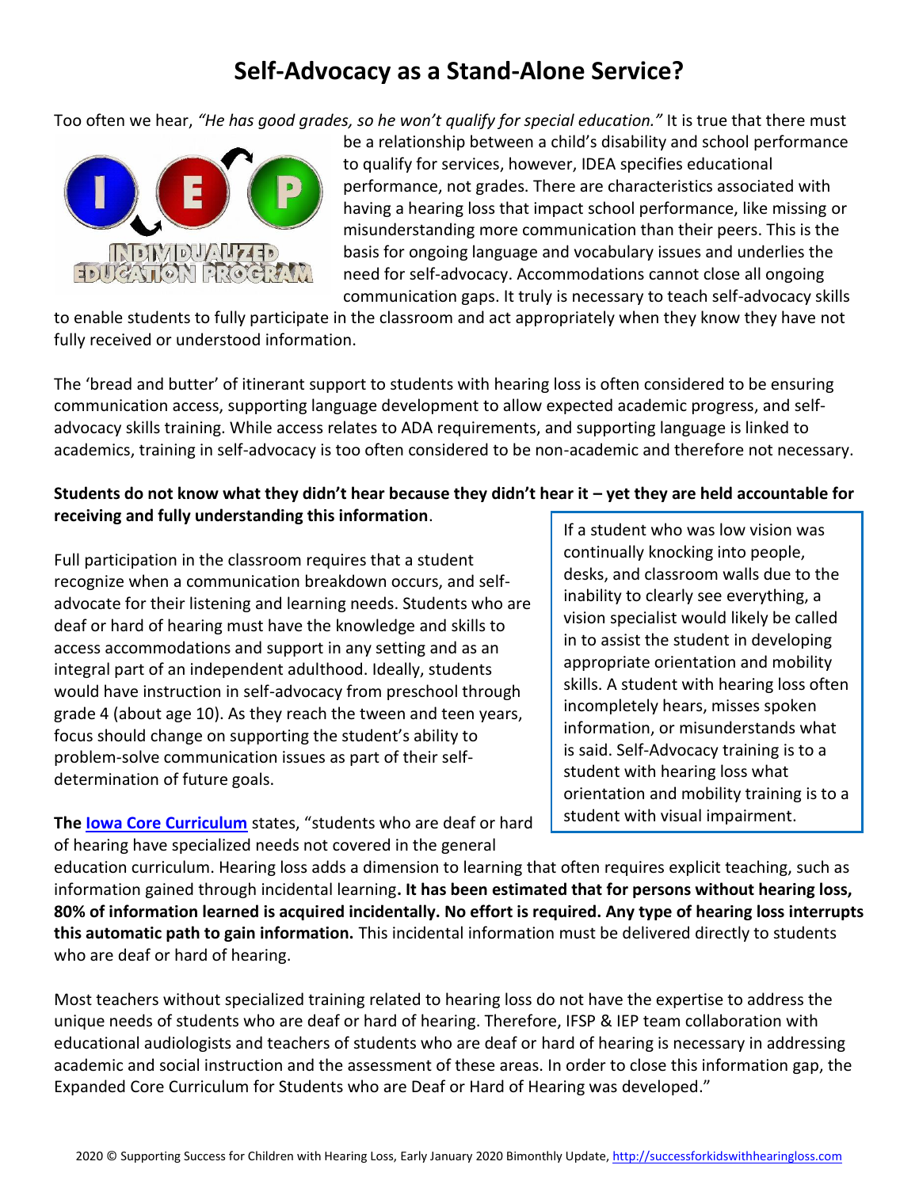# Self-Advocacy as a Stand-Alone Service?

Too often we hear, *"He has good grades, so he won't qualify for special education."* It is true that there must be a relationship between a child's disability and school performance to qualify for services, however, IDEA specifies educational performance, not grades. There are characteristics associated with having a hearing loss that impact school performance, like missing or misunderstanding more communication than their peers. This is the basis for ongoing language and vocabulary issues and underlies the need for self-advocacy. Accommodations cannot close all ongoing communication gaps. It truly is necessary to teach self-advocacy skills to enable students to fully participate in the classroom and act appropriately when they know they have not fully received or understood information.

The 'bread and butter' of itinerant support to students with hearing loss is often considered to be ensuring communication access, supporting language development to allow expected academic progress, and self-advocacy skills training. While access relates to ADA requirements, and supporting language is linked to academics, training in self-advocacy is too often considered to be non-academic and therefore not necessary.

**Students do not know what they didn't hear because they didn't hear it – yet they are held accountable for receiving and fully understanding this information**.

Full participation in the classroom requires that a student recognize when a communication breakdown occurs, and self-advocate for their listening and learning needs. Students who are deaf or hard of hearing must have the knowledge and skills to access accommodations and support in any setting and as an integral part of an independent adulthood. Ideally, students would have instruction in self-advocacy from preschool through grade 4 (about age 10). As they reach the tween and teen years, focus should change on supporting the student's ability to problem-solve communication issues as part of their self-determination of future goals.

> If a student who was low vision was continually knocking into people, desks, and classroom walls due to the inability to clearly see everything, a vision specialist would likely be called in to assist the student in developing appropriate orientation and mobility skills. A student with hearing loss often incompletely hears, misses spoken information, or misunderstands what is said. Self-Advocacy training is to a student with hearing loss what orientation and mobility training is to a student with visual impairment.

**The [Iowa Core Curriculum](#)** states, "students who are deaf or hard of hearing have specialized needs not covered in the general education curriculum. Hearing loss adds a dimension to learning that often requires explicit teaching, such as information gained through incidental learning**. It has been estimated that for persons without hearing loss, 80% of information learned is acquired incidentally. No effort is required. Any type of hearing loss interrupts this automatic path to gain information.** This incidental information must be delivered directly to students who are deaf or hard of hearing.

Most teachers without specialized training related to hearing loss do not have the expertise to address the unique needs of students who are deaf or hard of hearing. Therefore, IFSP & IEP team collaboration with educational audiologists and teachers of students who are deaf or hard of hearing is necessary in addressing academic and social instruction and the assessment of these areas. In order to close this information gap, the Expanded Core Curriculum for Students who are Deaf or Hard of Hearing was developed."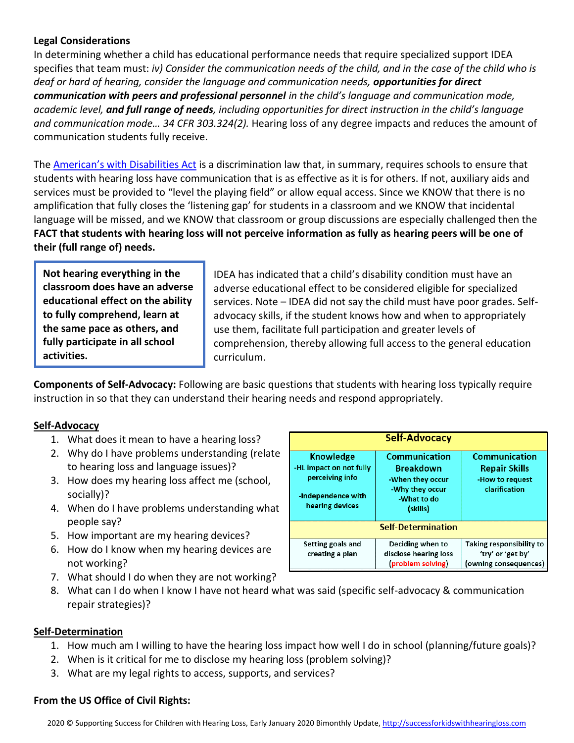**Legal Considerations**

In determining whether a child has educational performance needs that require specialized support IDEA specifies that team must: *iv) Consider the communication needs of the child, and in the case of the child who is deaf or hard of hearing, consider the language and communication needs, **opportunities for direct communication with peers and professional personnel** in the child's language and communication mode, academic level, **and full range of needs**, including opportunities for direct instruction in the child's language and communication mode… 34 CFR 303.324(2).* Hearing loss of any degree impacts and reduces the amount of communication students fully receive.

The American's with Disabilities Act is a discrimination law that, in summary, requires schools to ensure that students with hearing loss have communication that is as effective as it is for others. If not, auxiliary aids and services must be provided to "level the playing field" or allow equal access. Since we KNOW that there is no amplification that fully closes the 'listening gap' for students in a classroom and we KNOW that incidental language will be missed, and we KNOW that classroom or group discussions are especially challenged then the **FACT that students with hearing loss will not perceive information as fully as hearing peers will be one of their (full range of) needs.**

> **Not hearing everything in the classroom does have an adverse educational effect on the ability to fully comprehend, learn at the same pace as others, and fully participate in all school activities.**

IDEA has indicated that a child's disability condition must have an adverse educational effect to be considered eligible for specialized services. Note – IDEA did not say the child must have poor grades. Self-advocacy skills, if the student knows how and when to appropriately use them, facilitate full participation and greater levels of comprehension, thereby allowing full access to the general education curriculum.

**Components of Self-Advocacy:** Following are basic questions that students with hearing loss typically require instruction in so that they can understand their hearing needs and respond appropriately.

**Self-Advocacy**

1. What does it mean to have a hearing loss?
2. Why do I have problems understanding (relate to hearing loss and language issues)?
3. How does my hearing loss affect me (school, socially)?
4. When do I have problems understanding what people say?
5. How important are my hearing devices?
6. How do I know when my hearing devices are not working?
7. What should I do when they are not working?
8. What can I do when I know I have not heard what was said (specific self-advocacy & communication repair strategies)?

| Self-Advocacy | | |
|---|---|---|
| **Knowledge**<br>-HL impact on not fully perceiving info<br>-Independence with hearing devices | **Communication Breakdown**<br>-When they occur<br>-Why they occur<br>-What to do (skills) | **Communication Repair Skills**<br>-How to request clarification |
| **Self-Determination** | | |
| Setting goals and creating a plan | Deciding when to disclose hearing loss (problem solving) | Taking responsibility to 'try' or 'get by' (owning consequences) |

**Self-Determination**

1. How much am I willing to have the hearing loss impact how well I do in school (planning/future goals)?
2. When is it critical for me to disclose my hearing loss (problem solving)?
3. What are my legal rights to access, supports, and services?

**From the US Office of Civil Rights:**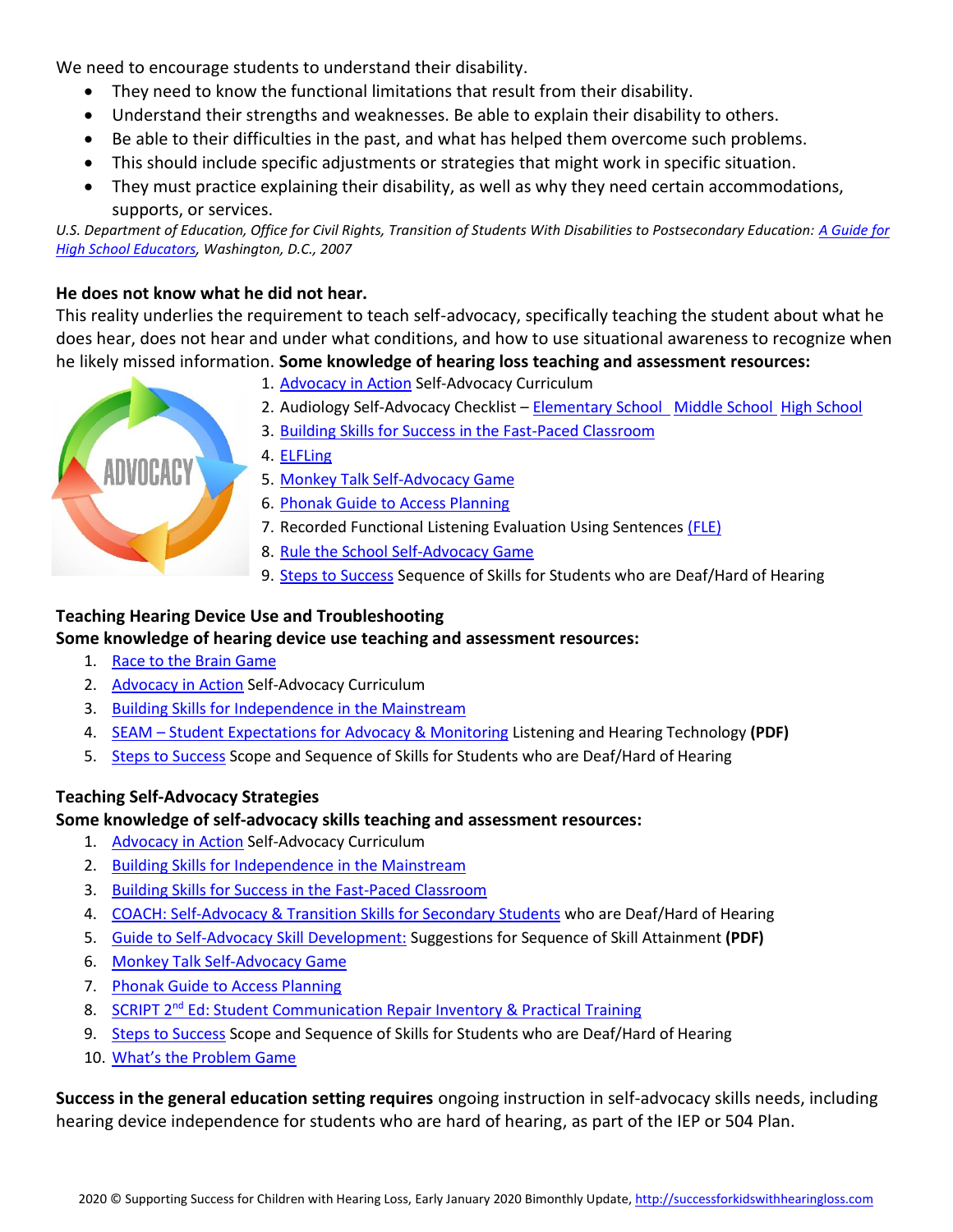We need to encourage students to understand their disability.

- They need to know the functional limitations that result from their disability.
- Understand their strengths and weaknesses. Be able to explain their disability to others.
- Be able to their difficulties in the past, and what has helped them overcome such problems.
- This should include specific adjustments or strategies that might work in specific situation.
- They must practice explaining their disability, as well as why they need certain accommodations, supports, or services.

*U.S. Department of Education, Office for Civil Rights, Transition of Students With Disabilities to Postsecondary Education: A Guide for High School Educators, Washington, D.C., 2007*

**He does not know what he did not hear.**

This reality underlies the requirement to teach self-advocacy, specifically teaching the student about what he does hear, does not hear and under what conditions, and how to use situational awareness to recognize when he likely missed information. **Some knowledge of hearing loss teaching and assessment resources:**

1. Advocacy in Action Self-Advocacy Curriculum
2. Audiology Self-Advocacy Checklist – Elementary School Middle School High School
3. Building Skills for Success in the Fast-Paced Classroom
4. ELFLing
5. Monkey Talk Self-Advocacy Game
6. Phonak Guide to Access Planning
7. Recorded Functional Listening Evaluation Using Sentences (FLE)
8. Rule the School Self-Advocacy Game
9. Steps to Success Sequence of Skills for Students who are Deaf/Hard of Hearing

**Teaching Hearing Device Use and Troubleshooting**

**Some knowledge of hearing device use teaching and assessment resources:**

1. Race to the Brain Game
2. Advocacy in Action Self-Advocacy Curriculum
3. Building Skills for Independence in the Mainstream
4. SEAM – Student Expectations for Advocacy & Monitoring Listening and Hearing Technology **(PDF)**
5. Steps to Success Scope and Sequence of Skills for Students who are Deaf/Hard of Hearing

**Teaching Self-Advocacy Strategies**

**Some knowledge of self-advocacy skills teaching and assessment resources:**

1. Advocacy in Action Self-Advocacy Curriculum
2. Building Skills for Independence in the Mainstream
3. Building Skills for Success in the Fast-Paced Classroom
4. COACH: Self-Advocacy & Transition Skills for Secondary Students who are Deaf/Hard of Hearing
5. Guide to Self-Advocacy Skill Development: Suggestions for Sequence of Skill Attainment **(PDF)**
6. Monkey Talk Self-Advocacy Game
7. Phonak Guide to Access Planning
8. SCRIPT 2nd Ed: Student Communication Repair Inventory & Practical Training
9. Steps to Success Scope and Sequence of Skills for Students who are Deaf/Hard of Hearing
10. What's the Problem Game

**Success in the general education setting requires** ongoing instruction in self-advocacy skills needs, including hearing device independence for students who are hard of hearing, as part of the IEP or 504 Plan.

2020 © Supporting Success for Children with Hearing Loss, Early January 2020 Bimonthly Update, http://successforkidswithhearingloss.com